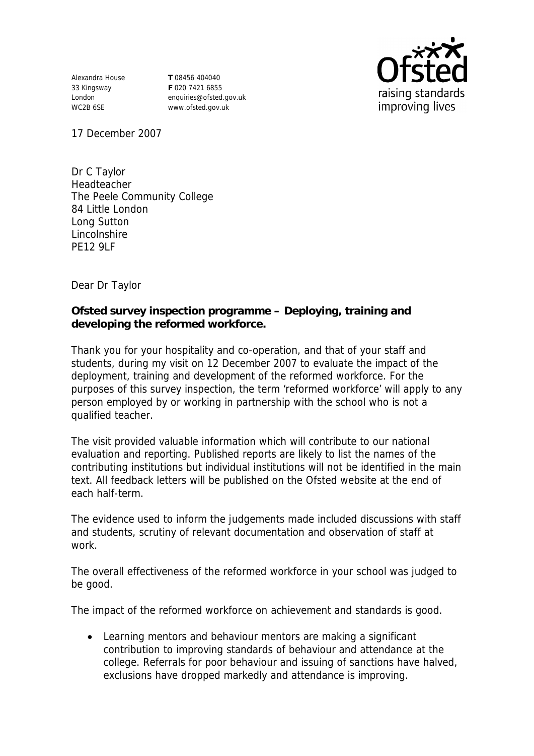Alexandra House
33 Kingsway
London
WC2B 6SE

**T** 08456 404040
**F** 020 7421 6855
enquiries@ofsted.gov.uk
www.ofsted.gov.uk

17 December 2007

Dr C Taylor
Headteacher
The Peele Community College
84 Little London
Long Sutton
Lincolnshire
PE12 9LF

Dear Dr Taylor

**Ofsted survey inspection programme – Deploying, training and developing the reformed workforce.**

Thank you for your hospitality and co-operation, and that of your staff and students, during my visit on 12 December 2007 to evaluate the impact of the deployment, training and development of the reformed workforce. For the purposes of this survey inspection, the term 'reformed workforce' will apply to any person employed by or working in partnership with the school who is not a qualified teacher.

The visit provided valuable information which will contribute to our national evaluation and reporting. Published reports are likely to list the names of the contributing institutions but individual institutions will not be identified in the main text. All feedback letters will be published on the Ofsted website at the end of each half-term.

The evidence used to inform the judgements made included discussions with staff and students, scrutiny of relevant documentation and observation of staff at work.

The overall effectiveness of the reformed workforce in your school was judged to be good.

The impact of the reformed workforce on achievement and standards is good.

- Learning mentors and behaviour mentors are making a significant contribution to improving standards of behaviour and attendance at the college. Referrals for poor behaviour and issuing of sanctions have halved, exclusions have dropped markedly and attendance is improving.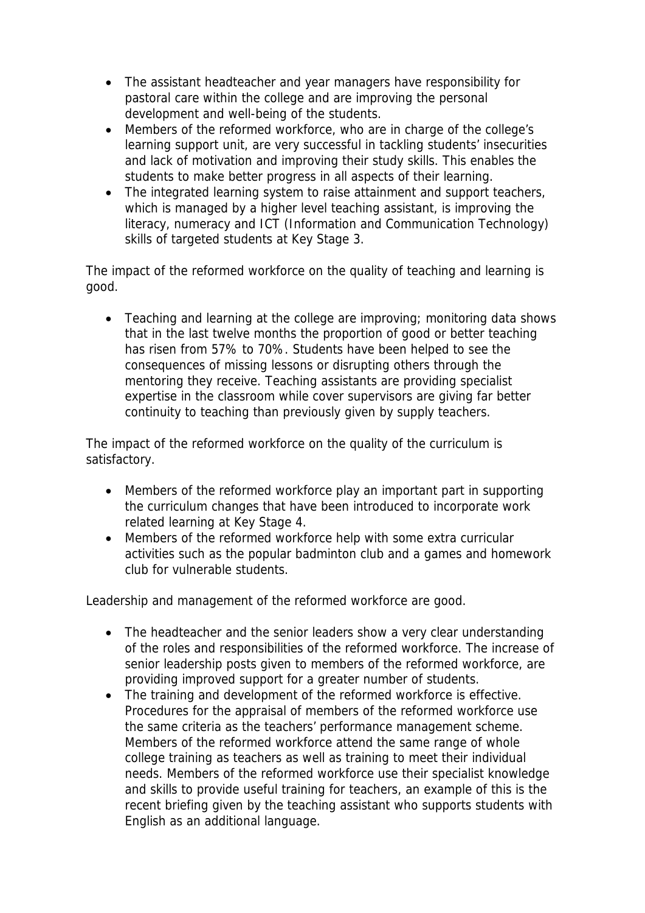- The assistant headteacher and year managers have responsibility for pastoral care within the college and are improving the personal development and well-being of the students.
- Members of the reformed workforce, who are in charge of the college's learning support unit, are very successful in tackling students' insecurities and lack of motivation and improving their study skills. This enables the students to make better progress in all aspects of their learning.
- The integrated learning system to raise attainment and support teachers, which is managed by a higher level teaching assistant, is improving the literacy, numeracy and ICT (Information and Communication Technology) skills of targeted students at Key Stage 3.

The impact of the reformed workforce on the quality of teaching and learning is good.

- Teaching and learning at the college are improving; monitoring data shows that in the last twelve months the proportion of good or better teaching has risen from 57% to 70%. Students have been helped to see the consequences of missing lessons or disrupting others through the mentoring they receive. Teaching assistants are providing specialist expertise in the classroom while cover supervisors are giving far better continuity to teaching than previously given by supply teachers.

The impact of the reformed workforce on the quality of the curriculum is satisfactory.

- Members of the reformed workforce play an important part in supporting the curriculum changes that have been introduced to incorporate work related learning at Key Stage 4.
- Members of the reformed workforce help with some extra curricular activities such as the popular badminton club and a games and homework club for vulnerable students.

Leadership and management of the reformed workforce are good.

- The headteacher and the senior leaders show a very clear understanding of the roles and responsibilities of the reformed workforce. The increase of senior leadership posts given to members of the reformed workforce, are providing improved support for a greater number of students.
- The training and development of the reformed workforce is effective. Procedures for the appraisal of members of the reformed workforce use the same criteria as the teachers' performance management scheme. Members of the reformed workforce attend the same range of whole college training as teachers as well as training to meet their individual needs. Members of the reformed workforce use their specialist knowledge and skills to provide useful training for teachers, an example of this is the recent briefing given by the teaching assistant who supports students with English as an additional language.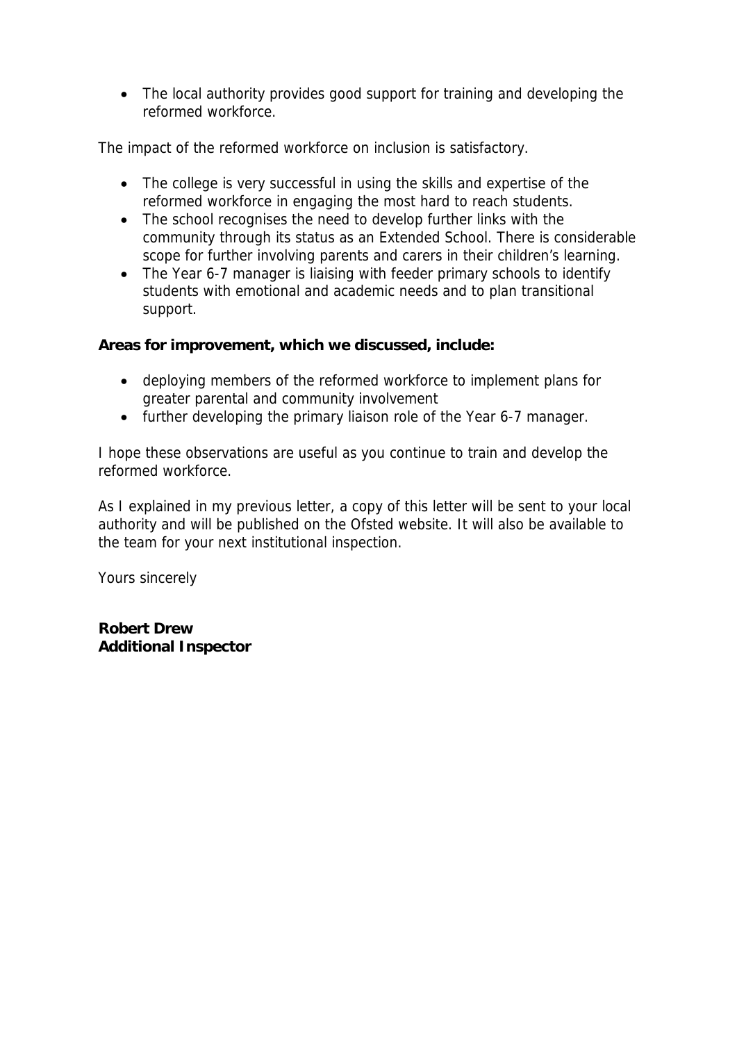- The local authority provides good support for training and developing the reformed workforce.

The impact of the reformed workforce on inclusion is satisfactory.

- The college is very successful in using the skills and expertise of the reformed workforce in engaging the most hard to reach students.
- The school recognises the need to develop further links with the community through its status as an Extended School. There is considerable scope for further involving parents and carers in their children's learning.
- The Year 6-7 manager is liaising with feeder primary schools to identify students with emotional and academic needs and to plan transitional support.

**Areas for improvement, which we discussed, include:**

- deploying members of the reformed workforce to implement plans for greater parental and community involvement
- further developing the primary liaison role of the Year 6-7 manager.

I hope these observations are useful as you continue to train and develop the reformed workforce.

As I explained in my previous letter, a copy of this letter will be sent to your local authority and will be published on the Ofsted website. It will also be available to the team for your next institutional inspection.

Yours sincerely

**Robert Drew**
**Additional Inspector**